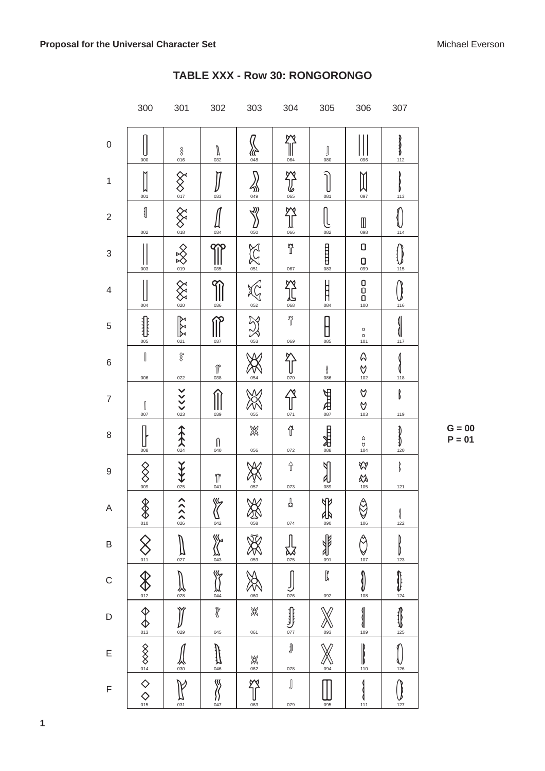# TABLE XXX - Row 30: RONGORONGO

| | 300 | 301 | 302 | 303 | 304 | 305 | 306 | 307 |
|---|---|---|---|---|---|---|---|---|
| 0 | 000 | 016 | 032 | 048 | 064 | 080 | 096 | 112 |
| 1 | 001 | 017 | 033 | 049 | 065 | 081 | 097 | 113 |
| 2 | 002 | 018 | 034 | 050 | 066 | 082 | 098 | 114 |
| 3 | 003 | 019 | 035 | 051 | 067 | 083 | 099 | 115 |
| 4 | 004 | 020 | 036 | 052 | 068 | 084 | 100 | 116 |
| 5 | 005 | 021 | 037 | 053 | 069 | 085 | 101 | 117 |
| 6 | 006 | 022 | 038 | 054 | 070 | 086 | 102 | 118 |
| 7 | 007 | 023 | 039 | 055 | 071 | 087 | 103 | 119 |
| 8 | 008 | 024 | 040 | 056 | 072 | 088 | 104 | 120 |
| 9 | 009 | 025 | 041 | 057 | 073 | 089 | 105 | 121 |
| A | 010 | 026 | 042 | 058 | 074 | 090 | 106 | 122 |
| B | 011 | 027 | 043 | 059 | 075 | 091 | 107 | 123 |
| C | 012 | 028 | 044 | 060 | 076 | 092 | 108 | 124 |
| D | 013 | 029 | 045 | 061 | 077 | 093 | 109 | 125 |
| E | 014 | 030 | 046 | 062 | 078 | 094 | 110 | 126 |
| F | 015 | 031 | 047 | 063 | 079 | 095 | 111 | 127 |

G = 00
P = 01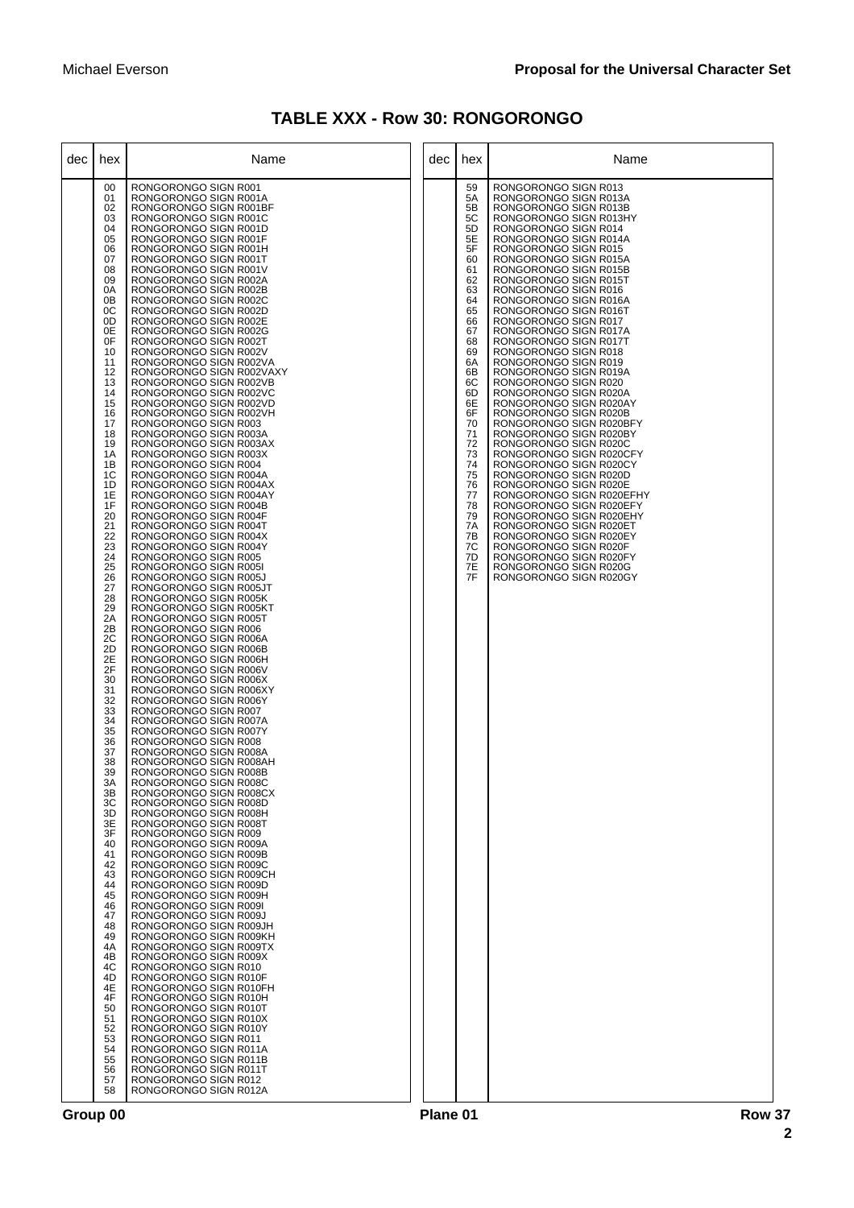# TABLE XXX - Row 30: RONGORONGO

| dec | hex | Name |
|---|---|---|
| | 00 | RONGORONGO SIGN R001 |
| | 01 | RONGORONGO SIGN R001A |
| | 02 | RONGORONGO SIGN R001BF |
| | 03 | RONGORONGO SIGN R001C |
| | 04 | RONGORONGO SIGN R001D |
| | 05 | RONGORONGO SIGN R001F |
| | 06 | RONGORONGO SIGN R001H |
| | 07 | RONGORONGO SIGN R001T |
| | 08 | RONGORONGO SIGN R001V |
| | 09 | RONGORONGO SIGN R002A |
| | 0A | RONGORONGO SIGN R002B |
| | 0B | RONGORONGO SIGN R002C |
| | 0C | RONGORONGO SIGN R002D |
| | 0D | RONGORONGO SIGN R002E |
| | 0E | RONGORONGO SIGN R002G |
| | 0F | RONGORONGO SIGN R002T |
| | 10 | RONGORONGO SIGN R002V |
| | 11 | RONGORONGO SIGN R002VA |
| | 12 | RONGORONGO SIGN R002VAXY |
| | 13 | RONGORONGO SIGN R002VB |
| | 14 | RONGORONGO SIGN R002VC |
| | 15 | RONGORONGO SIGN R002VD |
| | 16 | RONGORONGO SIGN R002VH |
| | 17 | RONGORONGO SIGN R003 |
| | 18 | RONGORONGO SIGN R003A |
| | 19 | RONGORONGO SIGN R003AX |
| | 1A | RONGORONGO SIGN R003X |
| | 1B | RONGORONGO SIGN R004 |
| | 1C | RONGORONGO SIGN R004A |
| | 1D | RONGORONGO SIGN R004AX |
| | 1E | RONGORONGO SIGN R004AY |
| | 1F | RONGORONGO SIGN R004B |
| | 20 | RONGORONGO SIGN R004F |
| | 21 | RONGORONGO SIGN R004T |
| | 22 | RONGORONGO SIGN R004X |
| | 23 | RONGORONGO SIGN R004Y |
| | 24 | RONGORONGO SIGN R005 |
| | 25 | RONGORONGO SIGN R005I |
| | 26 | RONGORONGO SIGN R005J |
| | 27 | RONGORONGO SIGN R005JT |
| | 28 | RONGORONGO SIGN R005K |
| | 29 | RONGORONGO SIGN R005KT |
| | 2A | RONGORONGO SIGN R005T |
| | 2B | RONGORONGO SIGN R006 |
| | 2C | RONGORONGO SIGN R006A |
| | 2D | RONGORONGO SIGN R006B |
| | 2E | RONGORONGO SIGN R006H |
| | 2F | RONGORONGO SIGN R006V |
| | 30 | RONGORONGO SIGN R006X |
| | 31 | RONGORONGO SIGN R006XY |
| | 32 | RONGORONGO SIGN R006Y |
| | 33 | RONGORONGO SIGN R007 |
| | 34 | RONGORONGO SIGN R007A |
| | 35 | RONGORONGO SIGN R007Y |
| | 36 | RONGORONGO SIGN R008 |
| | 37 | RONGORONGO SIGN R008A |
| | 38 | RONGORONGO SIGN R008AH |
| | 39 | RONGORONGO SIGN R008B |
| | 3A | RONGORONGO SIGN R008C |
| | 3B | RONGORONGO SIGN R008CX |
| | 3C | RONGORONGO SIGN R008D |
| | 3D | RONGORONGO SIGN R008H |
| | 3E | RONGORONGO SIGN R008T |
| | 3F | RONGORONGO SIGN R009 |
| | 40 | RONGORONGO SIGN R009A |
| | 41 | RONGORONGO SIGN R009B |
| | 42 | RONGORONGO SIGN R009C |
| | 43 | RONGORONGO SIGN R009CH |
| | 44 | RONGORONGO SIGN R009D |
| | 45 | RONGORONGO SIGN R009H |
| | 46 | RONGORONGO SIGN R009I |
| | 47 | RONGORONGO SIGN R009J |
| | 48 | RONGORONGO SIGN R009JH |
| | 49 | RONGORONGO SIGN R009KH |
| | 4A | RONGORONGO SIGN R009TX |
| | 4B | RONGORONGO SIGN R009X |
| | 4C | RONGORONGO SIGN R010 |
| | 4D | RONGORONGO SIGN R010F |
| | 4E | RONGORONGO SIGN R010FH |
| | 4F | RONGORONGO SIGN R010H |
| | 50 | RONGORONGO SIGN R010T |
| | 51 | RONGORONGO SIGN R010X |
| | 52 | RONGORONGO SIGN R010Y |
| | 53 | RONGORONGO SIGN R011 |
| | 54 | RONGORONGO SIGN R011A |
| | 55 | RONGORONGO SIGN R011B |
| | 56 | RONGORONGO SIGN R011T |
| | 57 | RONGORONGO SIGN R012 |
| | 58 | RONGORONGO SIGN R012A |
| | 59 | RONGORONGO SIGN R013 |
| | 5A | RONGORONGO SIGN R013A |
| | 5B | RONGORONGO SIGN R013B |
| | 5C | RONGORONGO SIGN R013HY |
| | 5D | RONGORONGO SIGN R014 |
| | 5E | RONGORONGO SIGN R014A |
| | 5F | RONGORONGO SIGN R015 |
| | 60 | RONGORONGO SIGN R015A |
| | 61 | RONGORONGO SIGN R015B |
| | 62 | RONGORONGO SIGN R015T |
| | 63 | RONGORONGO SIGN R016 |
| | 64 | RONGORONGO SIGN R016A |
| | 65 | RONGORONGO SIGN R016T |
| | 66 | RONGORONGO SIGN R017 |
| | 67 | RONGORONGO SIGN R017A |
| | 68 | RONGORONGO SIGN R017T |
| | 69 | RONGORONGO SIGN R018 |
| | 6A | RONGORONGO SIGN R019 |
| | 6B | RONGORONGO SIGN R019A |
| | 6C | RONGORONGO SIGN R020 |
| | 6D | RONGORONGO SIGN R020A |
| | 6E | RONGORONGO SIGN R020AY |
| | 6F | RONGORONGO SIGN R020B |
| | 70 | RONGORONGO SIGN R020BFY |
| | 71 | RONGORONGO SIGN R020BY |
| | 72 | RONGORONGO SIGN R020C |
| | 73 | RONGORONGO SIGN R020CFY |
| | 74 | RONGORONGO SIGN R020CY |
| | 75 | RONGORONGO SIGN R020D |
| | 76 | RONGORONGO SIGN R020E |
| | 77 | RONGORONGO SIGN R020EFHY |
| | 78 | RONGORONGO SIGN R020EFY |
| | 79 | RONGORONGO SIGN R020EHY |
| | 7A | RONGORONGO SIGN R020ET |
| | 7B | RONGORONGO SIGN R020EY |
| | 7C | RONGORONGO SIGN R020F |
| | 7D | RONGORONGO SIGN R020FY |
| | 7E | RONGORONGO SIGN R020G |
| | 7F | RONGORONGO SIGN R020GY |

Group 00 Plane 01 Row 37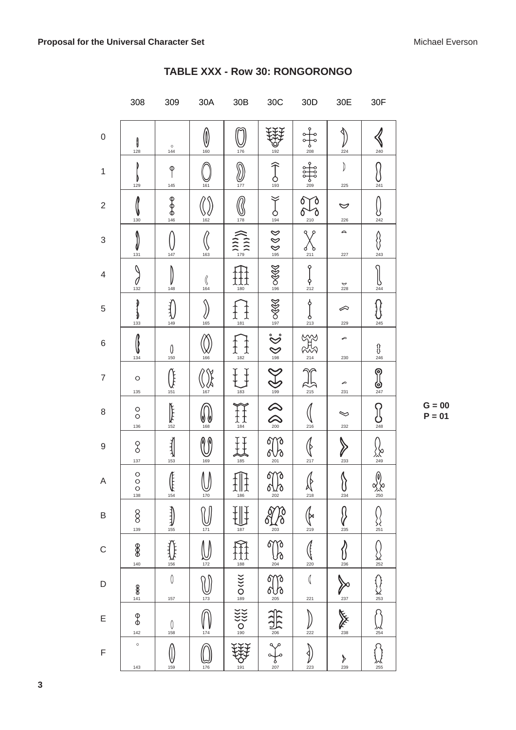## TABLE XXX - Row 30: RONGORONGO

|   | 308 | 309 | 30A | 30B | 30C | 30D | 30E | 30F |
|---|---|---|---|---|---|---|---|---|
| 0 | 128 | 144 | 160 | 176 | 192 | 208 | 224 | 240 |
| 1 | 129 | 145 | 161 | 177 | 193 | 209 | 225 | 241 |
| 2 | 130 | 146 | 162 | 178 | 194 | 210 | 226 | 242 |
| 3 | 131 | 147 | 163 | 179 | 195 | 211 | 227 | 243 |
| 4 | 132 | 148 | 164 | 180 | 196 | 212 | 228 | 244 |
| 5 | 133 | 149 | 165 | 181 | 197 | 213 | 229 | 245 |
| 6 | 134 | 150 | 166 | 182 | 198 | 214 | 230 | 246 |
| 7 | 135 | 151 | 167 | 183 | 199 | 215 | 231 | 247 |
| 8 | 136 | 152 | 168 | 184 | 200 | 216 | 232 | 248 |
| 9 | 137 | 153 | 169 | 185 | 201 | 217 | 233 | 249 |
| A | 138 | 154 | 170 | 186 | 202 | 218 | 234 | 250 |
| B | 139 | 155 | 171 | 187 | 203 | 219 | 235 | 251 |
| C | 140 | 156 | 172 | 188 | 204 | 220 | 236 | 252 |
| D | 141 | 157 | 173 | 189 | 205 | 221 | 237 | 253 |
| E | 142 | 158 | 174 | 190 | 206 | 222 | 238 | 254 |
| F | 143 | 159 | 176 | 191 | 207 | 223 | 239 | 255 |

**G = 00**
**P = 01**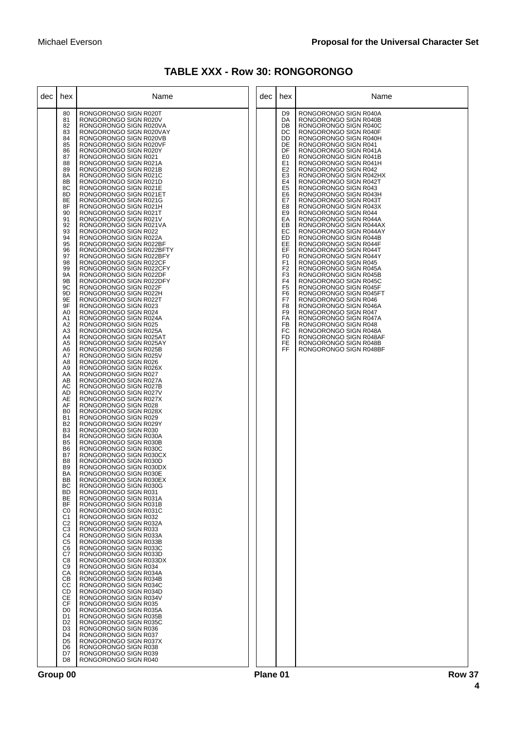# TABLE XXX - Row 30: RONGORONGO

| dec | hex | Name |
|---|---|---|
| | 80 | RONGORONGO SIGN R020T |
| | 81 | RONGORONGO SIGN R020V |
| | 82 | RONGORONGO SIGN R020VA |
| | 83 | RONGORONGO SIGN R020VAY |
| | 84 | RONGORONGO SIGN R020VB |
| | 85 | RONGORONGO SIGN R020VF |
| | 86 | RONGORONGO SIGN R020Y |
| | 87 | RONGORONGO SIGN R021 |
| | 88 | RONGORONGO SIGN R021A |
| | 89 | RONGORONGO SIGN R021B |
| | 8A | RONGORONGO SIGN R021C |
| | 8B | RONGORONGO SIGN R021D |
| | 8C | RONGORONGO SIGN R021E |
| | 8D | RONGORONGO SIGN R021ET |
| | 8E | RONGORONGO SIGN R021G |
| | 8F | RONGORONGO SIGN R021H |
| | 90 | RONGORONGO SIGN R021T |
| | 91 | RONGORONGO SIGN R021V |
| | 92 | RONGORONGO SIGN R021VA |
| | 93 | RONGORONGO SIGN R022 |
| | 94 | RONGORONGO SIGN R022A |
| | 95 | RONGORONGO SIGN R022BF |
| | 96 | RONGORONGO SIGN R022BFTY |
| | 97 | RONGORONGO SIGN R022BFY |
| | 98 | RONGORONGO SIGN R022CF |
| | 99 | RONGORONGO SIGN R022CFY |
| | 9A | RONGORONGO SIGN R022DF |
| | 9B | RONGORONGO SIGN R022DFY |
| | 9C | RONGORONGO SIGN R022F |
| | 9D | RONGORONGO SIGN R022H |
| | 9E | RONGORONGO SIGN R022T |
| | 9F | RONGORONGO SIGN R023 |
| | A0 | RONGORONGO SIGN R024 |
| | A1 | RONGORONGO SIGN R024A |
| | A2 | RONGORONGO SIGN R025 |
| | A3 | RONGORONGO SIGN R025A |
| | A4 | RONGORONGO SIGN R025AT |
| | A5 | RONGORONGO SIGN R025AY |
| | A6 | RONGORONGO SIGN R025B |
| | A7 | RONGORONGO SIGN R025V |
| | A8 | RONGORONGO SIGN R026 |
| | A9 | RONGORONGO SIGN R026X |
| | AA | RONGORONGO SIGN R027 |
| | AB | RONGORONGO SIGN R027A |
| | AC | RONGORONGO SIGN R027B |
| | AD | RONGORONGO SIGN R027V |
| | AE | RONGORONGO SIGN R027X |
| | AF | RONGORONGO SIGN R028 |
| | B0 | RONGORONGO SIGN R028X |
| | B1 | RONGORONGO SIGN R029 |
| | B2 | RONGORONGO SIGN R029Y |
| | B3 | RONGORONGO SIGN R030 |
| | B4 | RONGORONGO SIGN R030A |
| | B5 | RONGORONGO SIGN R030B |
| | B6 | RONGORONGO SIGN R030C |
| | B7 | RONGORONGO SIGN R030CX |
| | B8 | RONGORONGO SIGN R030D |
| | B9 | RONGORONGO SIGN R030DX |
| | BA | RONGORONGO SIGN R030E |
| | BB | RONGORONGO SIGN R030EX |
| | BC | RONGORONGO SIGN R030G |
| | BD | RONGORONGO SIGN R031 |
| | BE | RONGORONGO SIGN R031A |
| | BF | RONGORONGO SIGN R031B |
| | C0 | RONGORONGO SIGN R031C |
| | C1 | RONGORONGO SIGN R032 |
| | C2 | RONGORONGO SIGN R032A |
| | C3 | RONGORONGO SIGN R033 |
| | C4 | RONGORONGO SIGN R033A |
| | C5 | RONGORONGO SIGN R033B |
| | C6 | RONGORONGO SIGN R033C |
| | C7 | RONGORONGO SIGN R033D |
| | C8 | RONGORONGO SIGN R033DX |
| | C9 | RONGORONGO SIGN R034 |
| | CA | RONGORONGO SIGN R034A |
| | CB | RONGORONGO SIGN R034B |
| | CC | RONGORONGO SIGN R034C |
| | CD | RONGORONGO SIGN R034D |
| | CE | RONGORONGO SIGN R034V |
| | CF | RONGORONGO SIGN R035 |
| | D0 | RONGORONGO SIGN R035A |
| | D1 | RONGORONGO SIGN R035B |
| | D2 | RONGORONGO SIGN R035C |
| | D3 | RONGORONGO SIGN R036 |
| | D4 | RONGORONGO SIGN R037 |
| | D5 | RONGORONGO SIGN R037X |
| | D6 | RONGORONGO SIGN R038 |
| | D7 | RONGORONGO SIGN R039 |
| | D8 | RONGORONGO SIGN R040 |
| | D9 | RONGORONGO SIGN R040A |
| | DA | RONGORONGO SIGN R040B |
| | DB | RONGORONGO SIGN R040C |
| | DC | RONGORONGO SIGN R040F |
| | DD | RONGORONGO SIGN R040H |
| | DE | RONGORONGO SIGN R041 |
| | DF | RONGORONGO SIGN R041A |
| | E0 | RONGORONGO SIGN R041B |
| | E1 | RONGORONGO SIGN R041H |
| | E2 | RONGORONGO SIGN R042 |
| | E3 | RONGORONGO SIGN R042HX |
| | E4 | RONGORONGO SIGN R042T |
| | E5 | RONGORONGO SIGN R043 |
| | E6 | RONGORONGO SIGN R043H |
| | E7 | RONGORONGO SIGN R043T |
| | E8 | RONGORONGO SIGN R043X |
| | E9 | RONGORONGO SIGN R044 |
| | EA | RONGORONGO SIGN R044A |
| | EB | RONGORONGO SIGN R044AX |
| | EC | RONGORONGO SIGN R044AY |
| | ED | RONGORONGO SIGN R044B |
| | EE | RONGORONGO SIGN R044F |
| | EF | RONGORONGO SIGN R044T |
| | F0 | RONGORONGO SIGN R044Y |
| | F1 | RONGORONGO SIGN R045 |
| | F2 | RONGORONGO SIGN R045A |
| | F3 | RONGORONGO SIGN R045B |
| | F4 | RONGORONGO SIGN R045C |
| | F5 | RONGORONGO SIGN R045F |
| | F6 | RONGORONGO SIGN R045FT |
| | F7 | RONGORONGO SIGN R046 |
| | F8 | RONGORONGO SIGN R046A |
| | F9 | RONGORONGO SIGN R047 |
| | FA | RONGORONGO SIGN R047A |
| | FB | RONGORONGO SIGN R048 |
| | FC | RONGORONGO SIGN R048A |
| | FD | RONGORONGO SIGN R048AF |
| | FE | RONGORONGO SIGN R048B |
| | FF | RONGORONGO SIGN R048BF |

Group 00 | Plane 01 | Row 37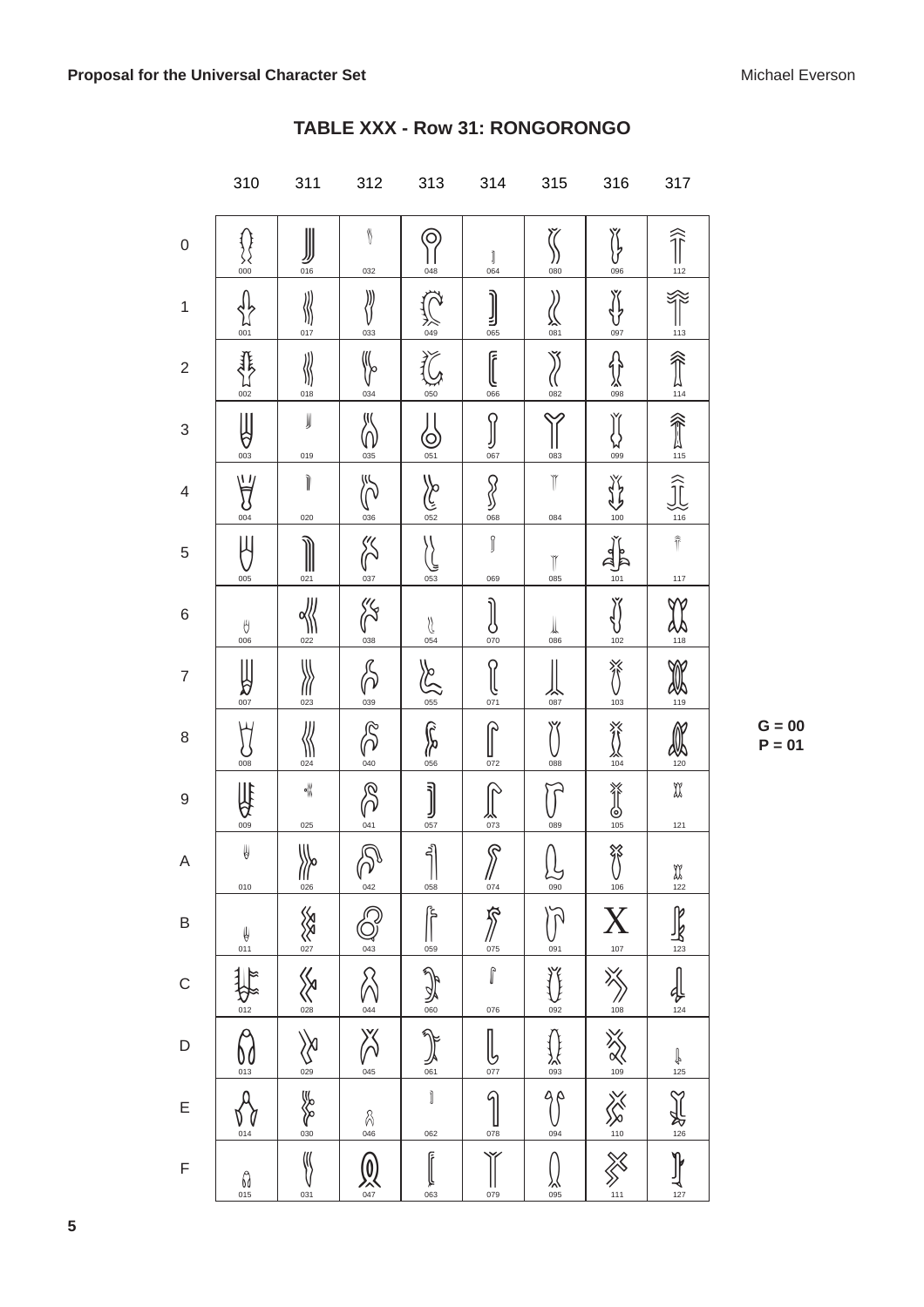# TABLE XXX - Row 31: RONGORONGO

|   | 310 | 311 | 312 | 313 | 314 | 315 | 316 | 317 |
|---|---|---|---|---|---|---|---|---|
| 0 | 000 | 016 | 032 | 048 | 064 | 080 | 096 | 112 |
| 1 | 001 | 017 | 033 | 049 | 065 | 081 | 097 | 113 |
| 2 | 002 | 018 | 034 | 050 | 066 | 082 | 098 | 114 |
| 3 | 003 | 019 | 035 | 051 | 067 | 083 | 099 | 115 |
| 4 | 004 | 020 | 036 | 052 | 068 | 084 | 100 | 116 |
| 5 | 005 | 021 | 037 | 053 | 069 | 085 | 101 | 117 |
| 6 | 006 | 022 | 038 | 054 | 070 | 086 | 102 | 118 |
| 7 | 007 | 023 | 039 | 055 | 071 | 087 | 103 | 119 |
| 8 | 008 | 024 | 040 | 056 | 072 | 088 | 104 | 120 |
| 9 | 009 | 025 | 041 | 057 | 073 | 089 | 105 | 121 |
| A | 010 | 026 | 042 | 058 | 074 | 090 | 106 | 122 |
| B | 011 | 027 | 043 | 059 | 075 | 091 | 107 | 123 |
| C | 012 | 028 | 044 | 060 | 076 | 092 | 108 | 124 |
| D | 013 | 029 | 045 | 061 | 077 | 093 | 109 | 125 |
| E | 014 | 030 | 046 | 062 | 078 | 094 | 110 | 126 |
| F | 015 | 031 | 047 | 063 | 079 | 095 | 111 | 127 |

**G = 00**
**P = 01**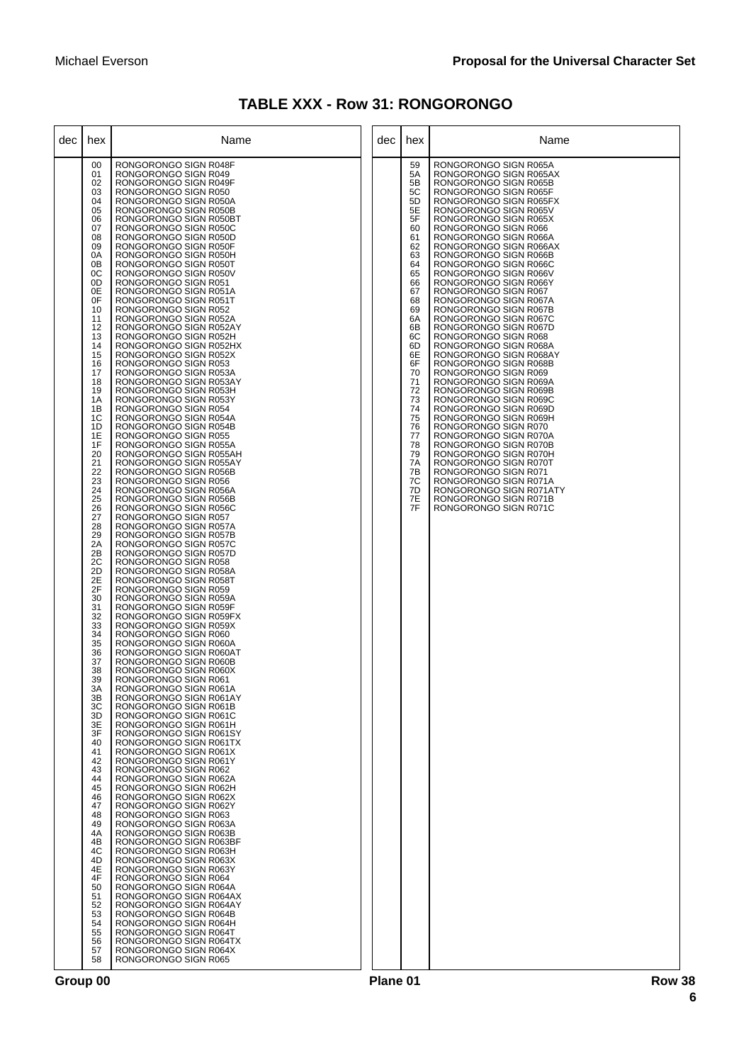# TABLE XXX - Row 31: RONGORONGO

| dec | hex | Name |
|---|---|---|
| | 00 | RONGORONGO SIGN R048F |
| | 01 | RONGORONGO SIGN R049 |
| | 02 | RONGORONGO SIGN R049F |
| | 03 | RONGORONGO SIGN R050 |
| | 04 | RONGORONGO SIGN R050A |
| | 05 | RONGORONGO SIGN R050B |
| | 06 | RONGORONGO SIGN R050BT |
| | 07 | RONGORONGO SIGN R050C |
| | 08 | RONGORONGO SIGN R050D |
| | 09 | RONGORONGO SIGN R050F |
| | 0A | RONGORONGO SIGN R050H |
| | 0B | RONGORONGO SIGN R050T |
| | 0C | RONGORONGO SIGN R050V |
| | 0D | RONGORONGO SIGN R051 |
| | 0E | RONGORONGO SIGN R051A |
| | 0F | RONGORONGO SIGN R051T |
| | 10 | RONGORONGO SIGN R052 |
| | 11 | RONGORONGO SIGN R052A |
| | 12 | RONGORONGO SIGN R052AY |
| | 13 | RONGORONGO SIGN R052H |
| | 14 | RONGORONGO SIGN R052HX |
| | 15 | RONGORONGO SIGN R052X |
| | 16 | RONGORONGO SIGN R053 |
| | 17 | RONGORONGO SIGN R053A |
| | 18 | RONGORONGO SIGN R053AY |
| | 19 | RONGORONGO SIGN R053H |
| | 1A | RONGORONGO SIGN R053Y |
| | 1B | RONGORONGO SIGN R054 |
| | 1C | RONGORONGO SIGN R054A |
| | 1D | RONGORONGO SIGN R054B |
| | 1E | RONGORONGO SIGN R055 |
| | 1F | RONGORONGO SIGN R055A |
| | 20 | RONGORONGO SIGN R055AH |
| | 21 | RONGORONGO SIGN R055AY |
| | 22 | RONGORONGO SIGN R056B |
| | 23 | RONGORONGO SIGN R056 |
| | 24 | RONGORONGO SIGN R056A |
| | 25 | RONGORONGO SIGN R056B |
| | 26 | RONGORONGO SIGN R056C |
| | 27 | RONGORONGO SIGN R057 |
| | 28 | RONGORONGO SIGN R057A |
| | 29 | RONGORONGO SIGN R057B |
| | 2A | RONGORONGO SIGN R057C |
| | 2B | RONGORONGO SIGN R057D |
| | 2C | RONGORONGO SIGN R058 |
| | 2D | RONGORONGO SIGN R058A |
| | 2E | RONGORONGO SIGN R058T |
| | 2F | RONGORONGO SIGN R059 |
| | 30 | RONGORONGO SIGN R059A |
| | 31 | RONGORONGO SIGN R059F |
| | 32 | RONGORONGO SIGN R059FX |
| | 33 | RONGORONGO SIGN R059X |
| | 34 | RONGORONGO SIGN R060 |
| | 35 | RONGORONGO SIGN R060A |
| | 36 | RONGORONGO SIGN R060AT |
| | 37 | RONGORONGO SIGN R060B |
| | 38 | RONGORONGO SIGN R060X |
| | 39 | RONGORONGO SIGN R061 |
| | 3A | RONGORONGO SIGN R061A |
| | 3B | RONGORONGO SIGN R061AY |
| | 3C | RONGORONGO SIGN R061B |
| | 3D | RONGORONGO SIGN R061C |
| | 3E | RONGORONGO SIGN R061H |
| | 3F | RONGORONGO SIGN R061SY |
| | 40 | RONGORONGO SIGN R061TX |
| | 41 | RONGORONGO SIGN R061X |
| | 42 | RONGORONGO SIGN R061Y |
| | 43 | RONGORONGO SIGN R062 |
| | 44 | RONGORONGO SIGN R062A |
| | 45 | RONGORONGO SIGN R062H |
| | 46 | RONGORONGO SIGN R062X |
| | 47 | RONGORONGO SIGN R062Y |
| | 48 | RONGORONGO SIGN R063 |
| | 49 | RONGORONGO SIGN R063A |
| | 4A | RONGORONGO SIGN R063B |
| | 4B | RONGORONGO SIGN R063BF |
| | 4C | RONGORONGO SIGN R063H |
| | 4D | RONGORONGO SIGN R063X |
| | 4E | RONGORONGO SIGN R063Y |
| | 4F | RONGORONGO SIGN R064 |
| | 50 | RONGORONGO SIGN R064A |
| | 51 | RONGORONGO SIGN R064AX |
| | 52 | RONGORONGO SIGN R064AY |
| | 53 | RONGORONGO SIGN R064B |
| | 54 | RONGORONGO SIGN R064H |
| | 55 | RONGORONGO SIGN R064T |
| | 56 | RONGORONGO SIGN R064TX |
| | 57 | RONGORONGO SIGN R064X |
| | 58 | RONGORONGO SIGN R065 |
| | 59 | RONGORONGO SIGN R065A |
| | 5A | RONGORONGO SIGN R065AX |
| | 5B | RONGORONGO SIGN R065B |
| | 5C | RONGORONGO SIGN R065F |
| | 5D | RONGORONGO SIGN R065FX |
| | 5E | RONGORONGO SIGN R065V |
| | 5F | RONGORONGO SIGN R065X |
| | 60 | RONGORONGO SIGN R066 |
| | 61 | RONGORONGO SIGN R066A |
| | 62 | RONGORONGO SIGN R066AX |
| | 63 | RONGORONGO SIGN R066B |
| | 64 | RONGORONGO SIGN R066C |
| | 65 | RONGORONGO SIGN R066V |
| | 66 | RONGORONGO SIGN R066Y |
| | 67 | RONGORONGO SIGN R067 |
| | 68 | RONGORONGO SIGN R067A |
| | 69 | RONGORONGO SIGN R067B |
| | 6A | RONGORONGO SIGN R067C |
| | 6B | RONGORONGO SIGN R067D |
| | 6C | RONGORONGO SIGN R068 |
| | 6D | RONGORONGO SIGN R068A |
| | 6E | RONGORONGO SIGN R068AY |
| | 6F | RONGORONGO SIGN R068B |
| | 70 | RONGORONGO SIGN R069 |
| | 71 | RONGORONGO SIGN R069A |
| | 72 | RONGORONGO SIGN R069B |
| | 73 | RONGORONGO SIGN R069C |
| | 74 | RONGORONGO SIGN R069D |
| | 75 | RONGORONGO SIGN R069H |
| | 76 | RONGORONGO SIGN R070 |
| | 77 | RONGORONGO SIGN R070A |
| | 78 | RONGORONGO SIGN R070B |
| | 79 | RONGORONGO SIGN R070H |
| | 7A | RONGORONGO SIGN R070T |
| | 7B | RONGORONGO SIGN R071 |
| | 7C | RONGORONGO SIGN R071A |
| | 7D | RONGORONGO SIGN R071ATY |
| | 7E | RONGORONGO SIGN R071B |
| | 7F | RONGORONGO SIGN R071C |

**Group 00** **Plane 01** **Row 38**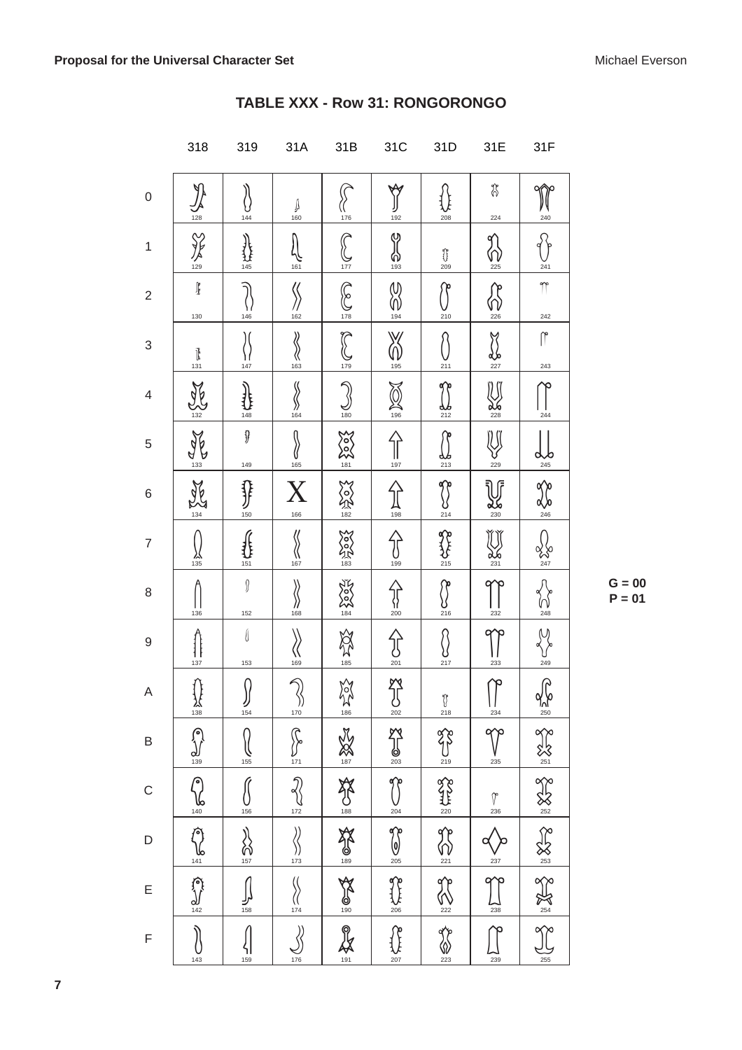## TABLE XXX - Row 31: RONGORONGO

|   | 318 | 319 | 31A | 31B | 31C | 31D | 31E | 31F |
|---|---|---|---|---|---|---|---|---|
| 0 | 128 | 144 | 160 | 176 | 192 | 208 | 224 | 240 |
| 1 | 129 | 145 | 161 | 177 | 193 | 209 | 225 | 241 |
| 2 | 130 | 146 | 162 | 178 | 194 | 210 | 226 | 242 |
| 3 | 131 | 147 | 163 | 179 | 195 | 211 | 227 | 243 |
| 4 | 132 | 148 | 164 | 180 | 196 | 212 | 228 | 244 |
| 5 | 133 | 149 | 165 | 181 | 197 | 213 | 229 | 245 |
| 6 | 134 | 150 | 166 | 182 | 198 | 214 | 230 | 246 |
| 7 | 135 | 151 | 167 | 183 | 199 | 215 | 231 | 247 |
| 8 | 136 | 152 | 168 | 184 | 200 | 216 | 232 | 248 |
| 9 | 137 | 153 | 169 | 185 | 201 | 217 | 233 | 249 |
| A | 138 | 154 | 170 | 186 | 202 | 218 | 234 | 250 |
| B | 139 | 155 | 171 | 187 | 203 | 219 | 235 | 251 |
| C | 140 | 156 | 172 | 188 | 204 | 220 | 236 | 252 |
| D | 141 | 157 | 173 | 189 | 205 | 221 | 237 | 253 |
| E | 142 | 158 | 174 | 190 | 206 | 222 | 238 | 254 |
| F | 143 | 159 | 176 | 191 | 207 | 223 | 239 | 255 |

G = 00
P = 01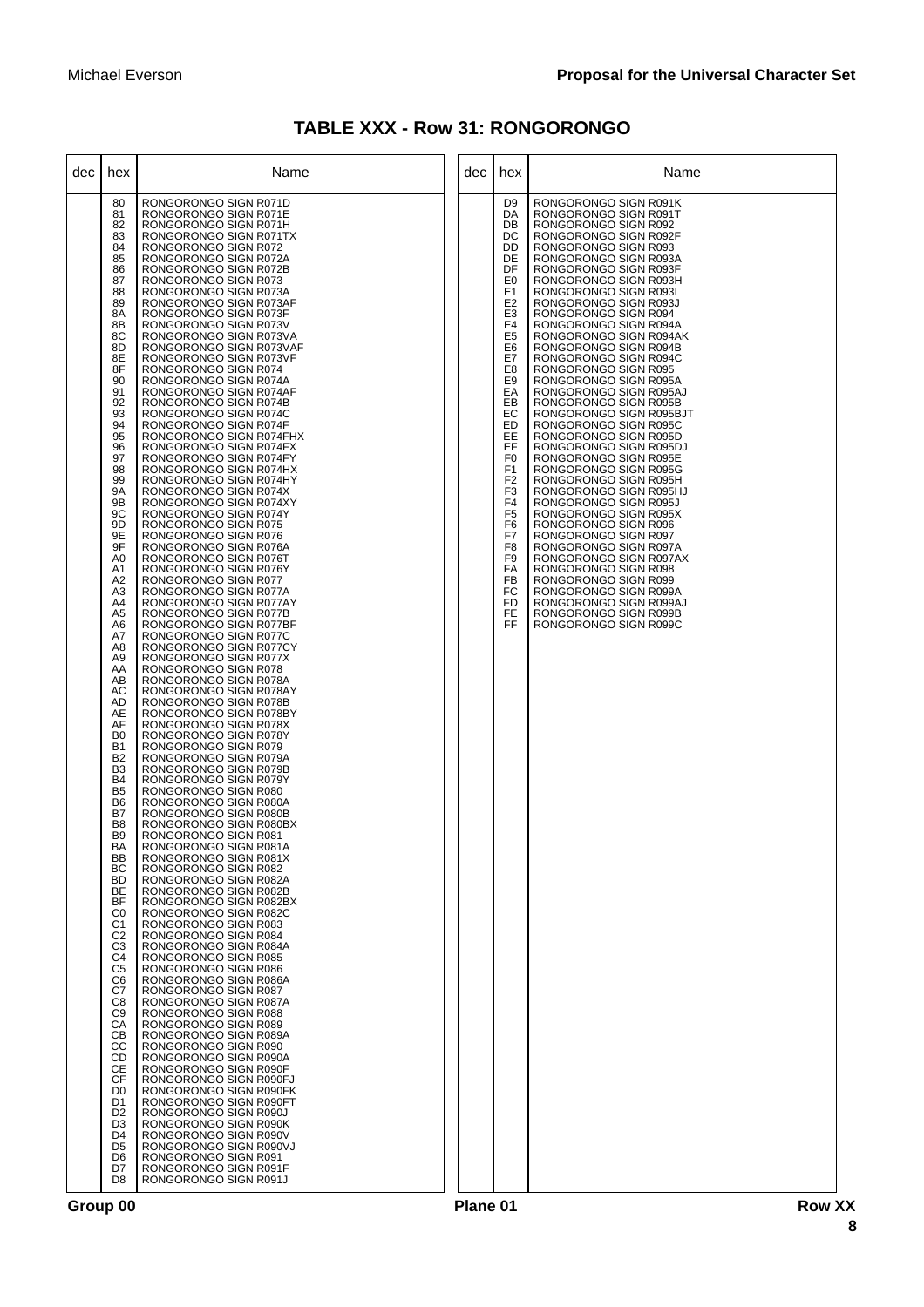## TABLE XXX - Row 31: RONGORONGO

| dec | hex | Name |
|---|---|---|
| | 80 | RONGORONGO SIGN R071D |
| | 81 | RONGORONGO SIGN R071E |
| | 82 | RONGORONGO SIGN R071H |
| | 83 | RONGORONGO SIGN R071TX |
| | 84 | RONGORONGO SIGN R072 |
| | 85 | RONGORONGO SIGN R072A |
| | 86 | RONGORONGO SIGN R072B |
| | 87 | RONGORONGO SIGN R073 |
| | 88 | RONGORONGO SIGN R073A |
| | 89 | RONGORONGO SIGN R073AF |
| | 8A | RONGORONGO SIGN R073F |
| | 8B | RONGORONGO SIGN R073V |
| | 8C | RONGORONGO SIGN R073VA |
| | 8D | RONGORONGO SIGN R073VAF |
| | 8E | RONGORONGO SIGN R073VF |
| | 8F | RONGORONGO SIGN R074 |
| | 90 | RONGORONGO SIGN R074A |
| | 91 | RONGORONGO SIGN R074AF |
| | 92 | RONGORONGO SIGN R074B |
| | 93 | RONGORONGO SIGN R074C |
| | 94 | RONGORONGO SIGN R074F |
| | 95 | RONGORONGO SIGN R074FHX |
| | 96 | RONGORONGO SIGN R074FX |
| | 97 | RONGORONGO SIGN R074FY |
| | 98 | RONGORONGO SIGN R074HX |
| | 99 | RONGORONGO SIGN R074HY |
| | 9A | RONGORONGO SIGN R074X |
| | 9B | RONGORONGO SIGN R074XY |
| | 9C | RONGORONGO SIGN R074Y |
| | 9D | RONGORONGO SIGN R075 |
| | 9E | RONGORONGO SIGN R076 |
| | 9F | RONGORONGO SIGN R076A |
| | A0 | RONGORONGO SIGN R076T |
| | A1 | RONGORONGO SIGN R076Y |
| | A2 | RONGORONGO SIGN R077 |
| | A3 | RONGORONGO SIGN R077A |
| | A4 | RONGORONGO SIGN R077AY |
| | A5 | RONGORONGO SIGN R077B |
| | A6 | RONGORONGO SIGN R077BF |
| | A7 | RONGORONGO SIGN R077C |
| | A8 | RONGORONGO SIGN R077CY |
| | A9 | RONGORONGO SIGN R077X |
| | AA | RONGORONGO SIGN R078 |
| | AB | RONGORONGO SIGN R078A |
| | AC | RONGORONGO SIGN R078AY |
| | AD | RONGORONGO SIGN R078B |
| | AE | RONGORONGO SIGN R078BY |
| | AF | RONGORONGO SIGN R078X |
| | B0 | RONGORONGO SIGN R078Y |
| | B1 | RONGORONGO SIGN R079 |
| | B2 | RONGORONGO SIGN R079A |
| | B3 | RONGORONGO SIGN R079B |
| | B4 | RONGORONGO SIGN R079Y |
| | B5 | RONGORONGO SIGN R080 |
| | B6 | RONGORONGO SIGN R080A |
| | B7 | RONGORONGO SIGN R080B |
| | B8 | RONGORONGO SIGN R080BX |
| | B9 | RONGORONGO SIGN R081 |
| | BA | RONGORONGO SIGN R081A |
| | BB | RONGORONGO SIGN R081X |
| | BC | RONGORONGO SIGN R082 |
| | BD | RONGORONGO SIGN R082A |
| | BE | RONGORONGO SIGN R082B |
| | BF | RONGORONGO SIGN R082BX |
| | C0 | RONGORONGO SIGN R082C |
| | C1 | RONGORONGO SIGN R083 |
| | C2 | RONGORONGO SIGN R084 |
| | C3 | RONGORONGO SIGN R084A |
| | C4 | RONGORONGO SIGN R085 |
| | C5 | RONGORONGO SIGN R086 |
| | C6 | RONGORONGO SIGN R086A |
| | C7 | RONGORONGO SIGN R087 |
| | C8 | RONGORONGO SIGN R087A |
| | C9 | RONGORONGO SIGN R088 |
| | CA | RONGORONGO SIGN R089 |
| | CB | RONGORONGO SIGN R089A |
| | CC | RONGORONGO SIGN R090 |
| | CD | RONGORONGO SIGN R090A |
| | CE | RONGORONGO SIGN R090F |
| | CF | RONGORONGO SIGN R090FJ |
| | D0 | RONGORONGO SIGN R090FK |
| | D1 | RONGORONGO SIGN R090FT |
| | D2 | RONGORONGO SIGN R090J |
| | D3 | RONGORONGO SIGN R090K |
| | D4 | RONGORONGO SIGN R090V |
| | D5 | RONGORONGO SIGN R090VJ |
| | D6 | RONGORONGO SIGN R091 |
| | D7 | RONGORONGO SIGN R091F |
| | D8 | RONGORONGO SIGN R091J |
| | D9 | RONGORONGO SIGN R091K |
| | DA | RONGORONGO SIGN R091T |
| | DB | RONGORONGO SIGN R092 |
| | DC | RONGORONGO SIGN R092F |
| | DD | RONGORONGO SIGN R093 |
| | DE | RONGORONGO SIGN R093A |
| | DF | RONGORONGO SIGN R093F |
| | E0 | RONGORONGO SIGN R093H |
| | E1 | RONGORONGO SIGN R093I |
| | E2 | RONGORONGO SIGN R093J |
| | E3 | RONGORONGO SIGN R094 |
| | E4 | RONGORONGO SIGN R094A |
| | E5 | RONGORONGO SIGN R094AK |
| | E6 | RONGORONGO SIGN R094B |
| | E7 | RONGORONGO SIGN R094C |
| | E8 | RONGORONGO SIGN R095 |
| | E9 | RONGORONGO SIGN R095A |
| | EA | RONGORONGO SIGN R095AJ |
| | EB | RONGORONGO SIGN R095B |
| | EC | RONGORONGO SIGN R095BJT |
| | ED | RONGORONGO SIGN R095C |
| | EE | RONGORONGO SIGN R095D |
| | EF | RONGORONGO SIGN R095DJ |
| | F0 | RONGORONGO SIGN R095E |
| | F1 | RONGORONGO SIGN R095G |
| | F2 | RONGORONGO SIGN R095H |
| | F3 | RONGORONGO SIGN R095HJ |
| | F4 | RONGORONGO SIGN R095J |
| | F5 | RONGORONGO SIGN R095X |
| | F6 | RONGORONGO SIGN R096 |
| | F7 | RONGORONGO SIGN R097 |
| | F8 | RONGORONGO SIGN R097A |
| | F9 | RONGORONGO SIGN R097AX |
| | FA | RONGORONGO SIGN R098 |
| | FB | RONGORONGO SIGN R099 |
| | FC | RONGORONGO SIGN R099A |
| | FD | RONGORONGO SIGN R099AJ |
| | FE | RONGORONGO SIGN R099B |
| | FF | RONGORONGO SIGN R099C |

Group 00 Plane 01 Row XX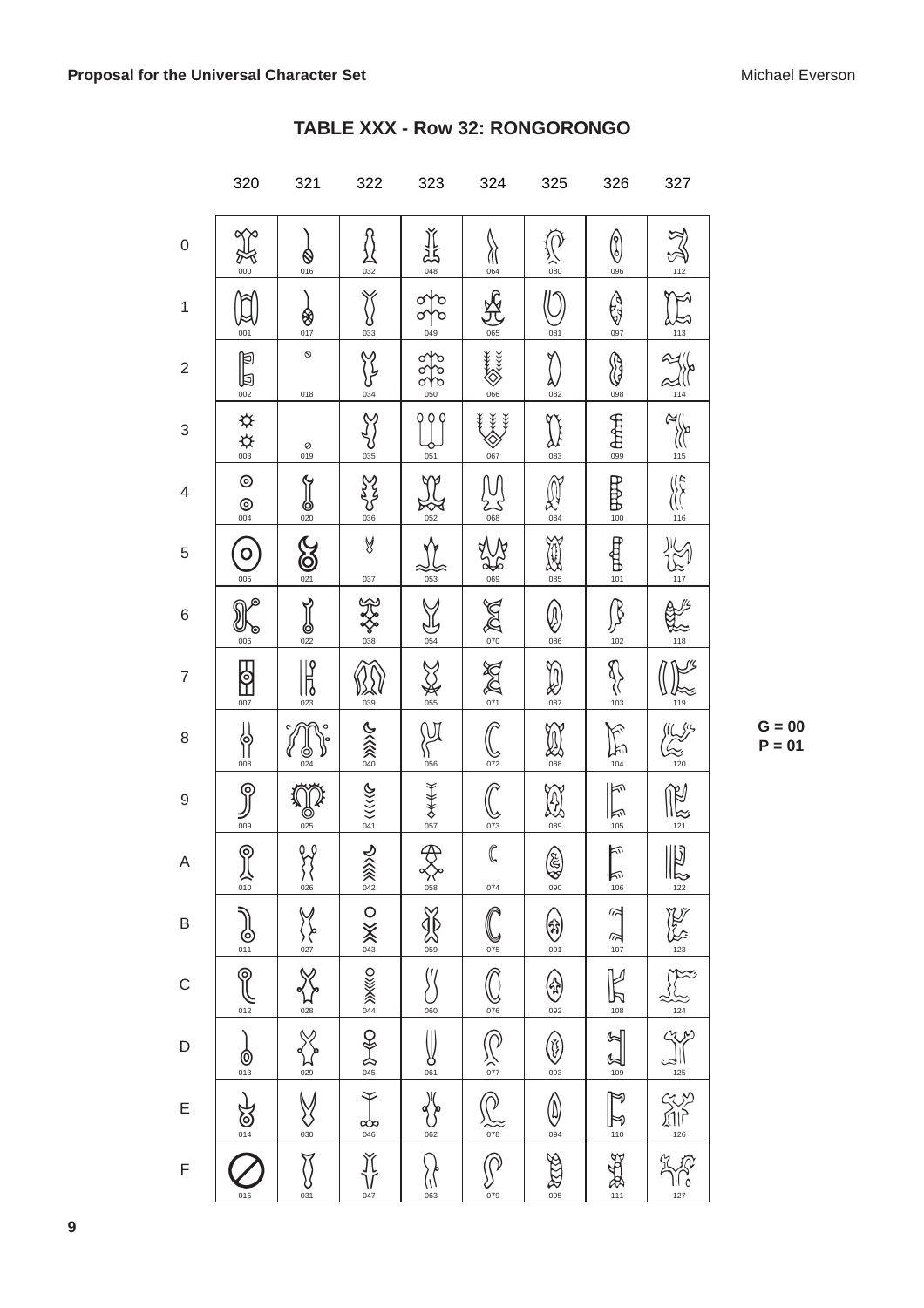## TABLE XXX - Row 32: RONGORONGO

| | 320 | 321 | 322 | 323 | 324 | 325 | 326 | 327 |
|---|---|---|---|---|---|---|---|---|
| 0 | 000 | 016 | 032 | 048 | 064 | 080 | 096 | 112 |
| 1 | 001 | 017 | 033 | 049 | 065 | 081 | 097 | 113 |
| 2 | 002 | 018 | 034 | 050 | 066 | 082 | 098 | 114 |
| 3 | 003 | 019 | 035 | 051 | 067 | 083 | 099 | 115 |
| 4 | 004 | 020 | 036 | 052 | 068 | 084 | 100 | 116 |
| 5 | 005 | 021 | 037 | 053 | 069 | 085 | 101 | 117 |
| 6 | 006 | 022 | 038 | 054 | 070 | 086 | 102 | 118 |
| 7 | 007 | 023 | 039 | 055 | 071 | 087 | 103 | 119 |
| 8 | 008 | 024 | 040 | 056 | 072 | 088 | 104 | 120 |
| 9 | 009 | 025 | 041 | 057 | 073 | 089 | 105 | 121 |
| A | 010 | 026 | 042 | 058 | 074 | 090 | 106 | 122 |
| B | 011 | 027 | 043 | 059 | 075 | 091 | 107 | 123 |
| C | 012 | 028 | 044 | 060 | 076 | 092 | 108 | 124 |
| D | 013 | 029 | 045 | 061 | 077 | 093 | 109 | 125 |
| E | 014 | 030 | 046 | 062 | 078 | 094 | 110 | 126 |
| F | 015 | 031 | 047 | 063 | 079 | 095 | 111 | 127 |

**G = 00**
**P = 01**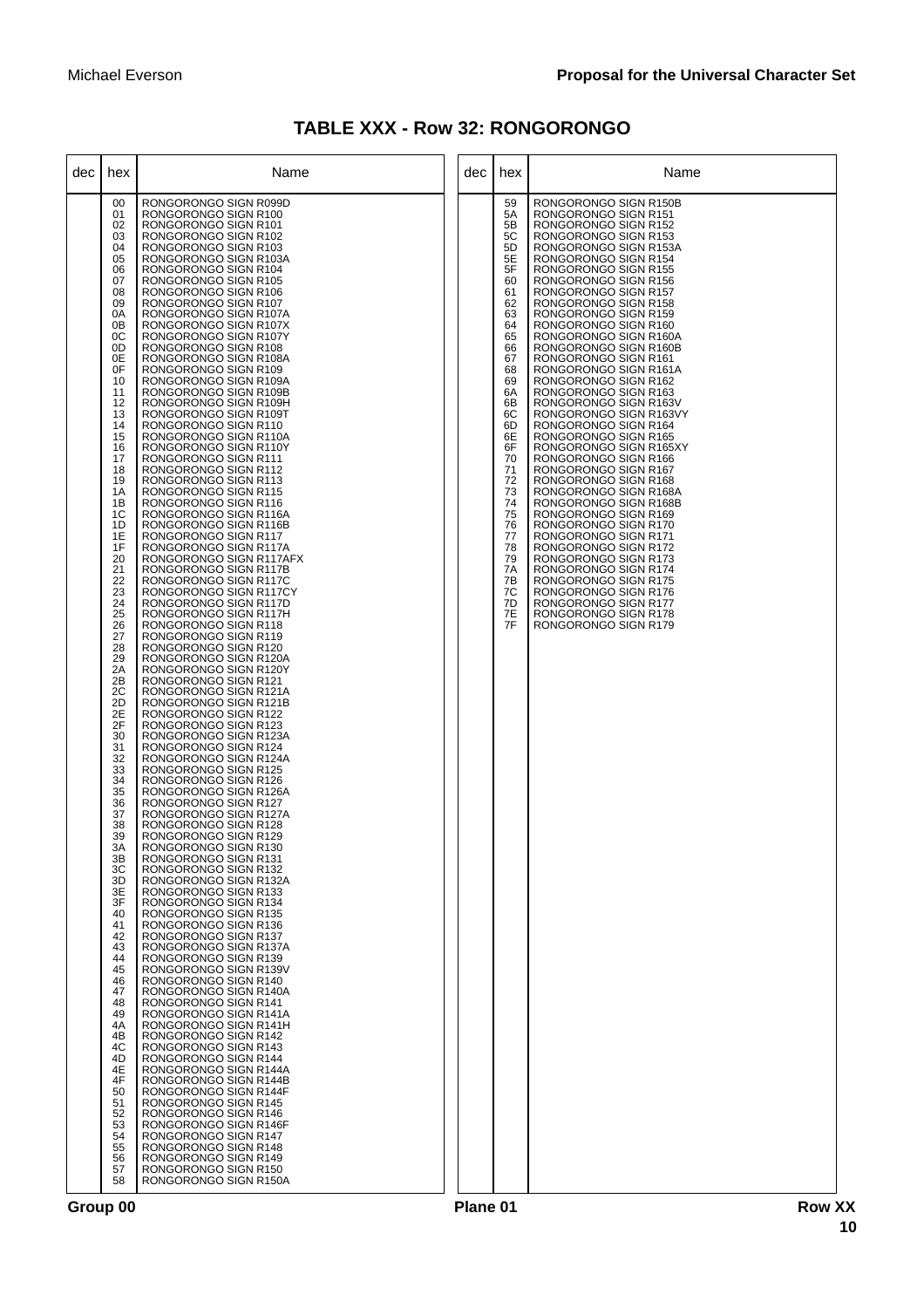## TABLE XXX - Row 32: RONGORONGO

| dec | hex | Name |
|---|---|---|
| | 00 | RONGORONGO SIGN R099D |
| | 01 | RONGORONGO SIGN R100 |
| | 02 | RONGORONGO SIGN R101 |
| | 03 | RONGORONGO SIGN R102 |
| | 04 | RONGORONGO SIGN R103 |
| | 05 | RONGORONGO SIGN R103A |
| | 06 | RONGORONGO SIGN R104 |
| | 07 | RONGORONGO SIGN R105 |
| | 08 | RONGORONGO SIGN R106 |
| | 09 | RONGORONGO SIGN R107 |
| | 0A | RONGORONGO SIGN R107A |
| | 0B | RONGORONGO SIGN R107X |
| | 0C | RONGORONGO SIGN R107Y |
| | 0D | RONGORONGO SIGN R108 |
| | 0E | RONGORONGO SIGN R108A |
| | 0F | RONGORONGO SIGN R109 |
| | 10 | RONGORONGO SIGN R109A |
| | 11 | RONGORONGO SIGN R109B |
| | 12 | RONGORONGO SIGN R109H |
| | 13 | RONGORONGO SIGN R109T |
| | 14 | RONGORONGO SIGN R110 |
| | 15 | RONGORONGO SIGN R110A |
| | 16 | RONGORONGO SIGN R110Y |
| | 17 | RONGORONGO SIGN R111 |
| | 18 | RONGORONGO SIGN R112 |
| | 19 | RONGORONGO SIGN R113 |
| | 1A | RONGORONGO SIGN R115 |
| | 1B | RONGORONGO SIGN R116 |
| | 1C | RONGORONGO SIGN R116A |
| | 1D | RONGORONGO SIGN R116B |
| | 1E | RONGORONGO SIGN R117 |
| | 1F | RONGORONGO SIGN R117A |
| | 20 | RONGORONGO SIGN R117AFX |
| | 21 | RONGORONGO SIGN R117B |
| | 22 | RONGORONGO SIGN R117C |
| | 23 | RONGORONGO SIGN R117CY |
| | 24 | RONGORONGO SIGN R117D |
| | 25 | RONGORONGO SIGN R117H |
| | 26 | RONGORONGO SIGN R118 |
| | 27 | RONGORONGO SIGN R119 |
| | 28 | RONGORONGO SIGN R120 |
| | 29 | RONGORONGO SIGN R120A |
| | 2A | RONGORONGO SIGN R120Y |
| | 2B | RONGORONGO SIGN R121 |
| | 2C | RONGORONGO SIGN R121A |
| | 2D | RONGORONGO SIGN R121B |
| | 2E | RONGORONGO SIGN R122 |
| | 2F | RONGORONGO SIGN R123 |
| | 30 | RONGORONGO SIGN R123A |
| | 31 | RONGORONGO SIGN R124 |
| | 32 | RONGORONGO SIGN R124A |
| | 33 | RONGORONGO SIGN R125 |
| | 34 | RONGORONGO SIGN R126 |
| | 35 | RONGORONGO SIGN R126A |
| | 36 | RONGORONGO SIGN R127 |
| | 37 | RONGORONGO SIGN R127A |
| | 38 | RONGORONGO SIGN R128 |
| | 39 | RONGORONGO SIGN R129 |
| | 3A | RONGORONGO SIGN R130 |
| | 3B | RONGORONGO SIGN R131 |
| | 3C | RONGORONGO SIGN R132 |
| | 3D | RONGORONGO SIGN R132A |
| | 3E | RONGORONGO SIGN R133 |
| | 3F | RONGORONGO SIGN R134 |
| | 40 | RONGORONGO SIGN R135 |
| | 41 | RONGORONGO SIGN R136 |
| | 42 | RONGORONGO SIGN R137 |
| | 43 | RONGORONGO SIGN R137A |
| | 44 | RONGORONGO SIGN R139 |
| | 45 | RONGORONGO SIGN R139V |
| | 46 | RONGORONGO SIGN R140 |
| | 47 | RONGORONGO SIGN R140A |
| | 48 | RONGORONGO SIGN R141 |
| | 49 | RONGORONGO SIGN R141A |
| | 4A | RONGORONGO SIGN R141H |
| | 4B | RONGORONGO SIGN R142 |
| | 4C | RONGORONGO SIGN R143 |
| | 4D | RONGORONGO SIGN R144 |
| | 4E | RONGORONGO SIGN R144A |
| | 4F | RONGORONGO SIGN R144B |
| | 50 | RONGORONGO SIGN R144F |
| | 51 | RONGORONGO SIGN R145 |
| | 52 | RONGORONGO SIGN R146 |
| | 53 | RONGORONGO SIGN R146F |
| | 54 | RONGORONGO SIGN R147 |
| | 55 | RONGORONGO SIGN R148 |
| | 56 | RONGORONGO SIGN R149 |
| | 57 | RONGORONGO SIGN R150 |
| | 58 | RONGORONGO SIGN R150A |
| | 59 | RONGORONGO SIGN R150B |
| | 5A | RONGORONGO SIGN R151 |
| | 5B | RONGORONGO SIGN R152 |
| | 5C | RONGORONGO SIGN R153 |
| | 5D | RONGORONGO SIGN R153A |
| | 5E | RONGORONGO SIGN R154 |
| | 5F | RONGORONGO SIGN R155 |
| | 60 | RONGORONGO SIGN R156 |
| | 61 | RONGORONGO SIGN R157 |
| | 62 | RONGORONGO SIGN R158 |
| | 63 | RONGORONGO SIGN R159 |
| | 64 | RONGORONGO SIGN R160 |
| | 65 | RONGORONGO SIGN R160A |
| | 66 | RONGORONGO SIGN R160B |
| | 67 | RONGORONGO SIGN R161 |
| | 68 | RONGORONGO SIGN R161A |
| | 69 | RONGORONGO SIGN R162 |
| | 6A | RONGORONGO SIGN R163 |
| | 6B | RONGORONGO SIGN R163V |
| | 6C | RONGORONGO SIGN R163VY |
| | 6D | RONGORONGO SIGN R164 |
| | 6E | RONGORONGO SIGN R165 |
| | 6F | RONGORONGO SIGN R165XY |
| | 70 | RONGORONGO SIGN R166 |
| | 71 | RONGORONGO SIGN R167 |
| | 72 | RONGORONGO SIGN R168 |
| | 73 | RONGORONGO SIGN R168A |
| | 74 | RONGORONGO SIGN R168B |
| | 75 | RONGORONGO SIGN R169 |
| | 76 | RONGORONGO SIGN R170 |
| | 77 | RONGORONGO SIGN R171 |
| | 78 | RONGORONGO SIGN R172 |
| | 79 | RONGORONGO SIGN R173 |
| | 7A | RONGORONGO SIGN R174 |
| | 7B | RONGORONGO SIGN R175 |
| | 7C | RONGORONGO SIGN R176 |
| | 7D | RONGORONGO SIGN R177 |
| | 7E | RONGORONGO SIGN R178 |
| | 7F | RONGORONGO SIGN R179 |

**Group 00** **Plane 01** **Row XX**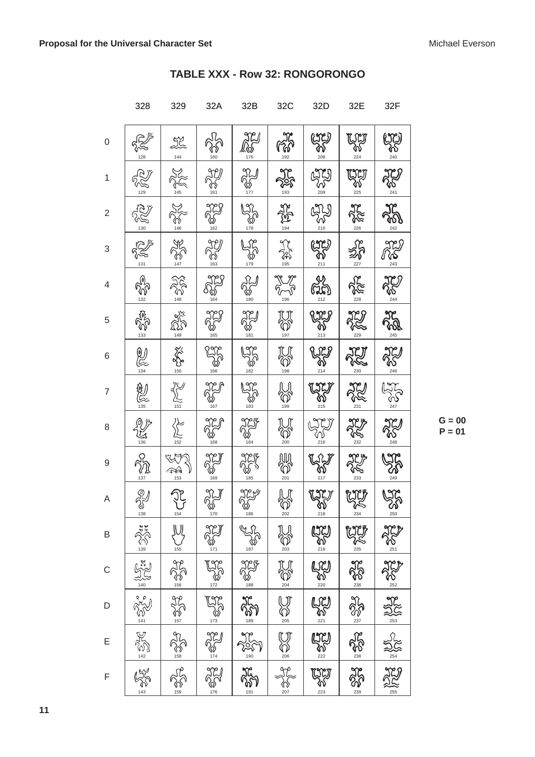## TABLE XXX - Row 32: RONGORONGO

|   | 328 | 329 | 32A | 32B | 32C | 32D | 32E | 32F |
|---|---|---|---|---|---|---|---|---|
| 0 | 128 | 144 | 160 | 176 | 192 | 208 | 224 | 240 |
| 1 | 129 | 145 | 161 | 177 | 193 | 209 | 225 | 241 |
| 2 | 130 | 146 | 162 | 178 | 194 | 210 | 226 | 242 |
| 3 | 131 | 147 | 163 | 179 | 195 | 211 | 227 | 243 |
| 4 | 132 | 148 | 164 | 180 | 196 | 212 | 228 | 244 |
| 5 | 133 | 149 | 165 | 181 | 197 | 213 | 229 | 245 |
| 6 | 134 | 150 | 166 | 182 | 198 | 214 | 230 | 246 |
| 7 | 135 | 151 | 167 | 183 | 199 | 215 | 231 | 247 |
| 8 | 136 | 152 | 168 | 184 | 200 | 216 | 232 | 248 |
| 9 | 137 | 153 | 169 | 185 | 201 | 217 | 233 | 249 |
| A | 138 | 154 | 170 | 186 | 202 | 218 | 234 | 250 |
| B | 139 | 155 | 171 | 187 | 203 | 219 | 235 | 251 |
| C | 140 | 156 | 172 | 188 | 204 | 220 | 236 | 252 |
| D | 141 | 157 | 173 | 189 | 205 | 221 | 237 | 253 |
| E | 142 | 158 | 174 | 190 | 206 | 222 | 238 | 254 |
| F | 143 | 159 | 176 | 191 | 207 | 223 | 239 | 255 |

G = 00
P = 01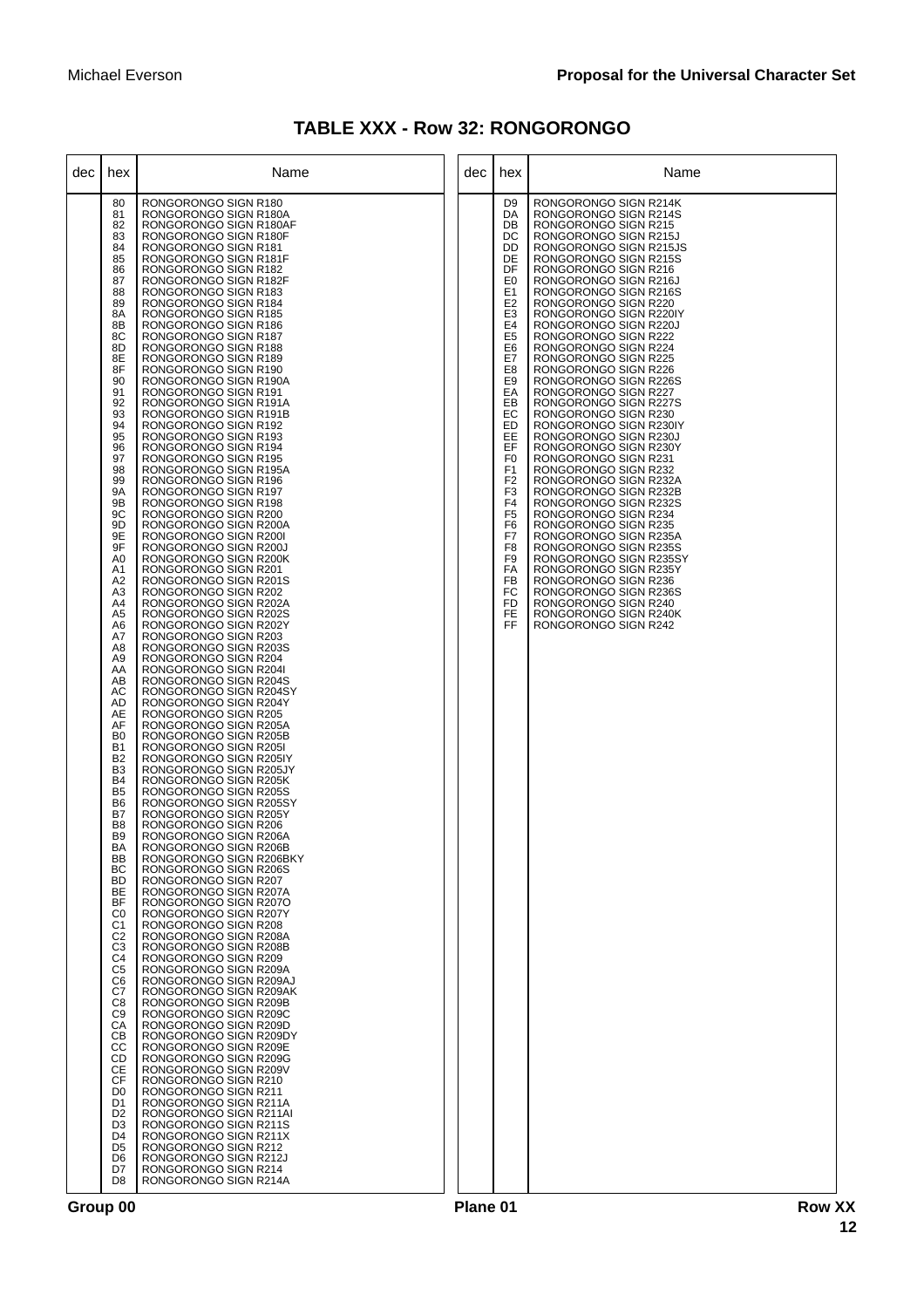## TABLE XXX - Row 32: RONGORONGO

| dec | hex | Name |
|---|---|---|
| | 80 | RONGORONGO SIGN R180 |
| | 81 | RONGORONGO SIGN R180A |
| | 82 | RONGORONGO SIGN R180AF |
| | 83 | RONGORONGO SIGN R180F |
| | 84 | RONGORONGO SIGN R181 |
| | 85 | RONGORONGO SIGN R181F |
| | 86 | RONGORONGO SIGN R182 |
| | 87 | RONGORONGO SIGN R182F |
| | 88 | RONGORONGO SIGN R183 |
| | 89 | RONGORONGO SIGN R184 |
| | 8A | RONGORONGO SIGN R185 |
| | 8B | RONGORONGO SIGN R186 |
| | 8C | RONGORONGO SIGN R187 |
| | 8D | RONGORONGO SIGN R188 |
| | 8E | RONGORONGO SIGN R189 |
| | 8F | RONGORONGO SIGN R190 |
| | 90 | RONGORONGO SIGN R190A |
| | 91 | RONGORONGO SIGN R191 |
| | 92 | RONGORONGO SIGN R191A |
| | 93 | RONGORONGO SIGN R191B |
| | 94 | RONGORONGO SIGN R192 |
| | 95 | RONGORONGO SIGN R193 |
| | 96 | RONGORONGO SIGN R194 |
| | 97 | RONGORONGO SIGN R195 |
| | 98 | RONGORONGO SIGN R195A |
| | 99 | RONGORONGO SIGN R196 |
| | 9A | RONGORONGO SIGN R197 |
| | 9B | RONGORONGO SIGN R198 |
| | 9C | RONGORONGO SIGN R200 |
| | 9D | RONGORONGO SIGN R200A |
| | 9E | RONGORONGO SIGN R200I |
| | 9F | RONGORONGO SIGN R200J |
| | A0 | RONGORONGO SIGN R200K |
| | A1 | RONGORONGO SIGN R201 |
| | A2 | RONGORONGO SIGN R201S |
| | A3 | RONGORONGO SIGN R202 |
| | A4 | RONGORONGO SIGN R202A |
| | A5 | RONGORONGO SIGN R202S |
| | A6 | RONGORONGO SIGN R202Y |
| | A7 | RONGORONGO SIGN R203 |
| | A8 | RONGORONGO SIGN R203S |
| | A9 | RONGORONGO SIGN R204 |
| | AA | RONGORONGO SIGN R204I |
| | AB | RONGORONGO SIGN R204S |
| | AC | RONGORONGO SIGN R204SY |
| | AD | RONGORONGO SIGN R204Y |
| | AE | RONGORONGO SIGN R205 |
| | AF | RONGORONGO SIGN R205A |
| | B0 | RONGORONGO SIGN R205B |
| | B1 | RONGORONGO SIGN R205I |
| | B2 | RONGORONGO SIGN R205IY |
| | B3 | RONGORONGO SIGN R205JY |
| | B4 | RONGORONGO SIGN R205K |
| | B5 | RONGORONGO SIGN R205S |
| | B6 | RONGORONGO SIGN R205SY |
| | B7 | RONGORONGO SIGN R205Y |
| | B8 | RONGORONGO SIGN R206 |
| | B9 | RONGORONGO SIGN R206A |
| | BA | RONGORONGO SIGN R206B |
| | BB | RONGORONGO SIGN R206BKY |
| | BC | RONGORONGO SIGN R206S |
| | BD | RONGORONGO SIGN R207 |
| | BE | RONGORONGO SIGN R207A |
| | BF | RONGORONGO SIGN R207O |
| | C0 | RONGORONGO SIGN R207Y |
| | C1 | RONGORONGO SIGN R208 |
| | C2 | RONGORONGO SIGN R208A |
| | C3 | RONGORONGO SIGN R208B |
| | C4 | RONGORONGO SIGN R209 |
| | C5 | RONGORONGO SIGN R209A |
| | C6 | RONGORONGO SIGN R209AJ |
| | C7 | RONGORONGO SIGN R209AK |
| | C8 | RONGORONGO SIGN R209B |
| | C9 | RONGORONGO SIGN R209C |
| | CA | RONGORONGO SIGN R209D |
| | CB | RONGORONGO SIGN R209DY |
| | CC | RONGORONGO SIGN R209E |
| | CD | RONGORONGO SIGN R209G |
| | CE | RONGORONGO SIGN R209V |
| | CF | RONGORONGO SIGN R210 |
| | D0 | RONGORONGO SIGN R211 |
| | D1 | RONGORONGO SIGN R211A |
| | D2 | RONGORONGO SIGN R211AI |
| | D3 | RONGORONGO SIGN R211S |
| | D4 | RONGORONGO SIGN R211X |
| | D5 | RONGORONGO SIGN R212 |
| | D6 | RONGORONGO SIGN R212J |
| | D7 | RONGORONGO SIGN R214 |
| | D8 | RONGORONGO SIGN R214A |
| | D9 | RONGORONGO SIGN R214K |
| | DA | RONGORONGO SIGN R214S |
| | DB | RONGORONGO SIGN R215 |
| | DC | RONGORONGO SIGN R215J |
| | DD | RONGORONGO SIGN R215JS |
| | DE | RONGORONGO SIGN R215S |
| | DF | RONGORONGO SIGN R216 |
| | E0 | RONGORONGO SIGN R216J |
| | E1 | RONGORONGO SIGN R216S |
| | E2 | RONGORONGO SIGN R220 |
| | E3 | RONGORONGO SIGN R220IY |
| | E4 | RONGORONGO SIGN R220J |
| | E5 | RONGORONGO SIGN R222 |
| | E6 | RONGORONGO SIGN R224 |
| | E7 | RONGORONGO SIGN R225 |
| | E8 | RONGORONGO SIGN R226 |
| | E9 | RONGORONGO SIGN R226S |
| | EA | RONGORONGO SIGN R227 |
| | EB | RONGORONGO SIGN R227S |
| | EC | RONGORONGO SIGN R230 |
| | ED | RONGORONGO SIGN R230IY |
| | EE | RONGORONGO SIGN R230J |
| | EF | RONGORONGO SIGN R230Y |
| | F0 | RONGORONGO SIGN R231 |
| | F1 | RONGORONGO SIGN R232 |
| | F2 | RONGORONGO SIGN R232A |
| | F3 | RONGORONGO SIGN R232B |
| | F4 | RONGORONGO SIGN R232S |
| | F5 | RONGORONGO SIGN R234 |
| | F6 | RONGORONGO SIGN R235 |
| | F7 | RONGORONGO SIGN R235A |
| | F8 | RONGORONGO SIGN R235S |
| | F9 | RONGORONGO SIGN R235SY |
| | FA | RONGORONGO SIGN R235Y |
| | FB | RONGORONGO SIGN R236 |
| | FC | RONGORONGO SIGN R236S |
| | FD | RONGORONGO SIGN R240 |
| | FE | RONGORONGO SIGN R240K |
| | FF | RONGORONGO SIGN R242 |

Group 00 Plane 01 Row XX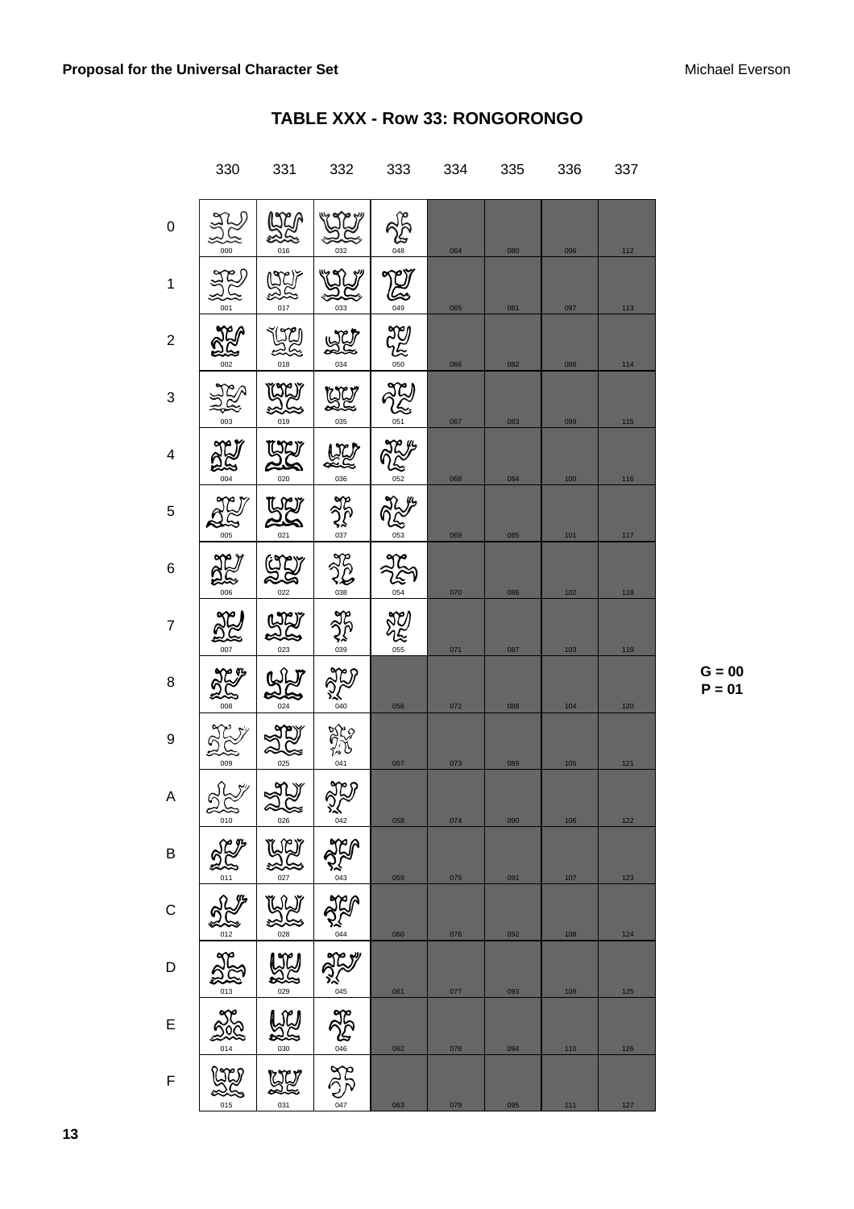## TABLE XXX - Row 33: RONGORONGO

| | 330 | 331 | 332 | 333 | 334 | 335 | 336 | 337 |
|---|---|---|---|---|---|---|---|---|
| 0 | 000 | 016 | 032 | 048 | 064 | 080 | 096 | 112 |
| 1 | 001 | 017 | 033 | 049 | 065 | 081 | 097 | 113 |
| 2 | 002 | 018 | 034 | 050 | 066 | 082 | 098 | 114 |
| 3 | 003 | 019 | 035 | 051 | 067 | 083 | 099 | 115 |
| 4 | 004 | 020 | 036 | 052 | 068 | 084 | 100 | 116 |
| 5 | 005 | 021 | 037 | 053 | 069 | 085 | 101 | 117 |
| 6 | 006 | 022 | 038 | 054 | 070 | 086 | 102 | 118 |
| 7 | 007 | 023 | 039 | 055 | 071 | 087 | 103 | 119 |
| 8 | 008 | 024 | 040 | 056 | 072 | 088 | 104 | 120 |
| 9 | 009 | 025 | 041 | 057 | 073 | 089 | 105 | 121 |
| A | 010 | 026 | 042 | 058 | 074 | 090 | 106 | 122 |
| B | 011 | 027 | 043 | 059 | 075 | 091 | 107 | 123 |
| C | 012 | 028 | 044 | 060 | 076 | 092 | 108 | 124 |
| D | 013 | 029 | 045 | 061 | 077 | 093 | 109 | 125 |
| E | 014 | 030 | 046 | 062 | 078 | 094 | 110 | 126 |
| F | 015 | 031 | 047 | 063 | 079 | 095 | 111 | 127 |

G = 00
P = 01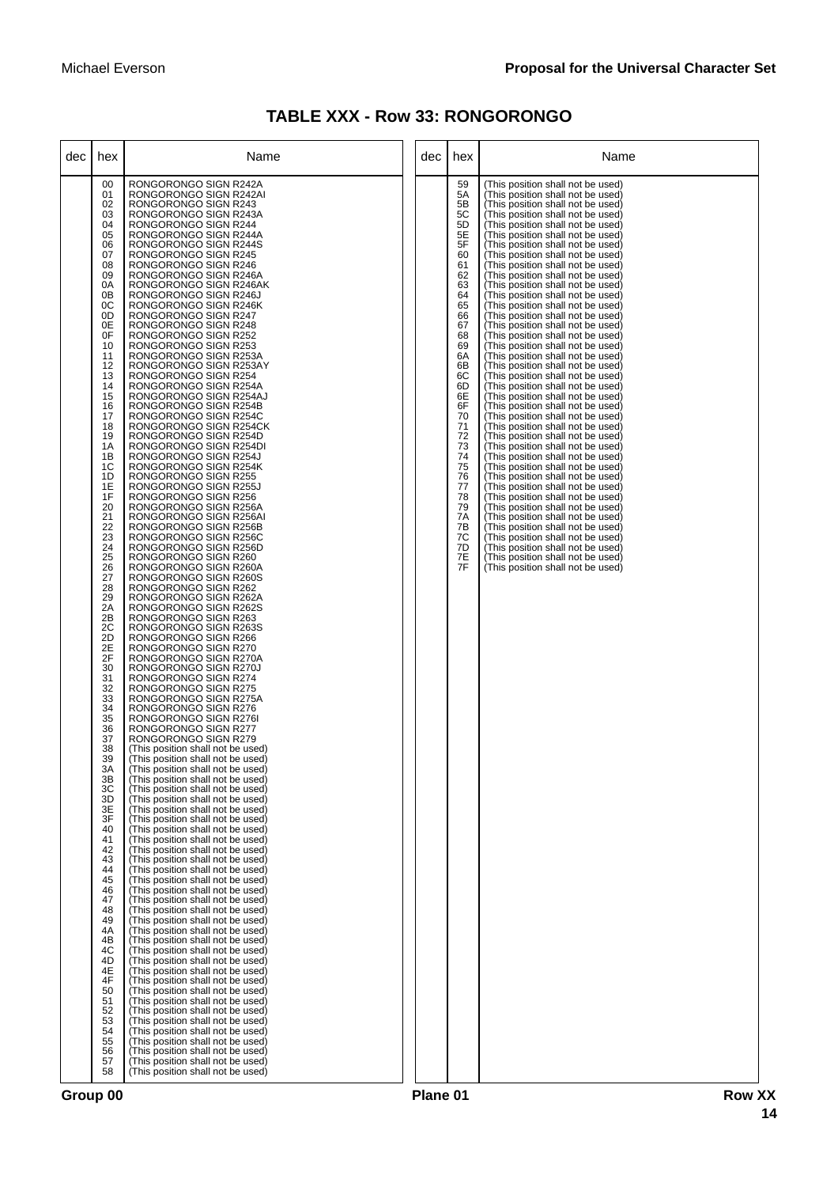# TABLE XXX - Row 33: RONGORONGO

| dec | hex | Name |
|---|---|---|
| | 00 | RONGORONGO SIGN R242A |
| | 01 | RONGORONGO SIGN R242AI |
| | 02 | RONGORONGO SIGN R243 |
| | 03 | RONGORONGO SIGN R243A |
| | 04 | RONGORONGO SIGN R244 |
| | 05 | RONGORONGO SIGN R244A |
| | 06 | RONGORONGO SIGN R244S |
| | 07 | RONGORONGO SIGN R245 |
| | 08 | RONGORONGO SIGN R246 |
| | 09 | RONGORONGO SIGN R246A |
| | 0A | RONGORONGO SIGN R246AK |
| | 0B | RONGORONGO SIGN R246J |
| | 0C | RONGORONGO SIGN R246K |
| | 0D | RONGORONGO SIGN R247 |
| | 0E | RONGORONGO SIGN R248 |
| | 0F | RONGORONGO SIGN R252 |
| | 10 | RONGORONGO SIGN R253 |
| | 11 | RONGORONGO SIGN R253A |
| | 12 | RONGORONGO SIGN R253AY |
| | 13 | RONGORONGO SIGN R254 |
| | 14 | RONGORONGO SIGN R254A |
| | 15 | RONGORONGO SIGN R254AJ |
| | 16 | RONGORONGO SIGN R254B |
| | 17 | RONGORONGO SIGN R254C |
| | 18 | RONGORONGO SIGN R254CK |
| | 19 | RONGORONGO SIGN R254D |
| | 1A | RONGORONGO SIGN R254DI |
| | 1B | RONGORONGO SIGN R254J |
| | 1C | RONGORONGO SIGN R254K |
| | 1D | RONGORONGO SIGN R255 |
| | 1E | RONGORONGO SIGN R255J |
| | 1F | RONGORONGO SIGN R256 |
| | 20 | RONGORONGO SIGN R256A |
| | 21 | RONGORONGO SIGN R256AI |
| | 22 | RONGORONGO SIGN R256B |
| | 23 | RONGORONGO SIGN R256C |
| | 24 | RONGORONGO SIGN R256D |
| | 25 | RONGORONGO SIGN R260 |
| | 26 | RONGORONGO SIGN R260A |
| | 27 | RONGORONGO SIGN R260S |
| | 28 | RONGORONGO SIGN R262 |
| | 29 | RONGORONGO SIGN R262A |
| | 2A | RONGORONGO SIGN R262S |
| | 2B | RONGORONGO SIGN R263 |
| | 2C | RONGORONGO SIGN R263S |
| | 2D | RONGORONGO SIGN R266 |
| | 2E | RONGORONGO SIGN R270 |
| | 2F | RONGORONGO SIGN R270A |
| | 30 | RONGORONGO SIGN R270J |
| | 31 | RONGORONGO SIGN R274 |
| | 32 | RONGORONGO SIGN R275 |
| | 33 | RONGORONGO SIGN R275A |
| | 34 | RONGORONGO SIGN R276 |
| | 35 | RONGORONGO SIGN R276I |
| | 36 | RONGORONGO SIGN R277 |
| | 37 | RONGORONGO SIGN R279 |
| | 38 | (This position shall not be used) |
| | 39 | (This position shall not be used) |
| | 3A | (This position shall not be used) |
| | 3B | (This position shall not be used) |
| | 3C | (This position shall not be used) |
| | 3D | (This position shall not be used) |
| | 3E | (This position shall not be used) |
| | 3F | (This position shall not be used) |
| | 40 | (This position shall not be used) |
| | 41 | (This position shall not be used) |
| | 42 | (This position shall not be used) |
| | 43 | (This position shall not be used) |
| | 44 | (This position shall not be used) |
| | 45 | (This position shall not be used) |
| | 46 | (This position shall not be used) |
| | 47 | (This position shall not be used) |
| | 48 | (This position shall not be used) |
| | 49 | (This position shall not be used) |
| | 4A | (This position shall not be used) |
| | 4B | (This position shall not be used) |
| | 4C | (This position shall not be used) |
| | 4D | (This position shall not be used) |
| | 4E | (This position shall not be used) |
| | 4F | (This position shall not be used) |
| | 50 | (This position shall not be used) |
| | 51 | (This position shall not be used) |
| | 52 | (This position shall not be used) |
| | 53 | (This position shall not be used) |
| | 54 | (This position shall not be used) |
| | 55 | (This position shall not be used) |
| | 56 | (This position shall not be used) |
| | 57 | (This position shall not be used) |
| | 58 | (This position shall not be used) |
| | 59 | (This position shall not be used) |
| | 5A | (This position shall not be used) |
| | 5B | (This position shall not be used) |
| | 5C | (This position shall not be used) |
| | 5D | (This position shall not be used) |
| | 5E | (This position shall not be used) |
| | 5F | (This position shall not be used) |
| | 60 | (This position shall not be used) |
| | 61 | (This position shall not be used) |
| | 62 | (This position shall not be used) |
| | 63 | (This position shall not be used) |
| | 64 | (This position shall not be used) |
| | 65 | (This position shall not be used) |
| | 66 | (This position shall not be used) |
| | 67 | (This position shall not be used) |
| | 68 | (This position shall not be used) |
| | 69 | (This position shall not be used) |
| | 6A | (This position shall not be used) |
| | 6B | (This position shall not be used) |
| | 6C | (This position shall not be used) |
| | 6D | (This position shall not be used) |
| | 6E | (This position shall not be used) |
| | 6F | (This position shall not be used) |
| | 70 | (This position shall not be used) |
| | 71 | (This position shall not be used) |
| | 72 | (This position shall not be used) |
| | 73 | (This position shall not be used) |
| | 74 | (This position shall not be used) |
| | 75 | (This position shall not be used) |
| | 76 | (This position shall not be used) |
| | 77 | (This position shall not be used) |
| | 78 | (This position shall not be used) |
| | 79 | (This position shall not be used) |
| | 7A | (This position shall not be used) |
| | 7B | (This position shall not be used) |
| | 7C | (This position shall not be used) |
| | 7D | (This position shall not be used) |
| | 7E | (This position shall not be used) |
| | 7F | (This position shall not be used) |

Group 00 Plane 01 Row XX